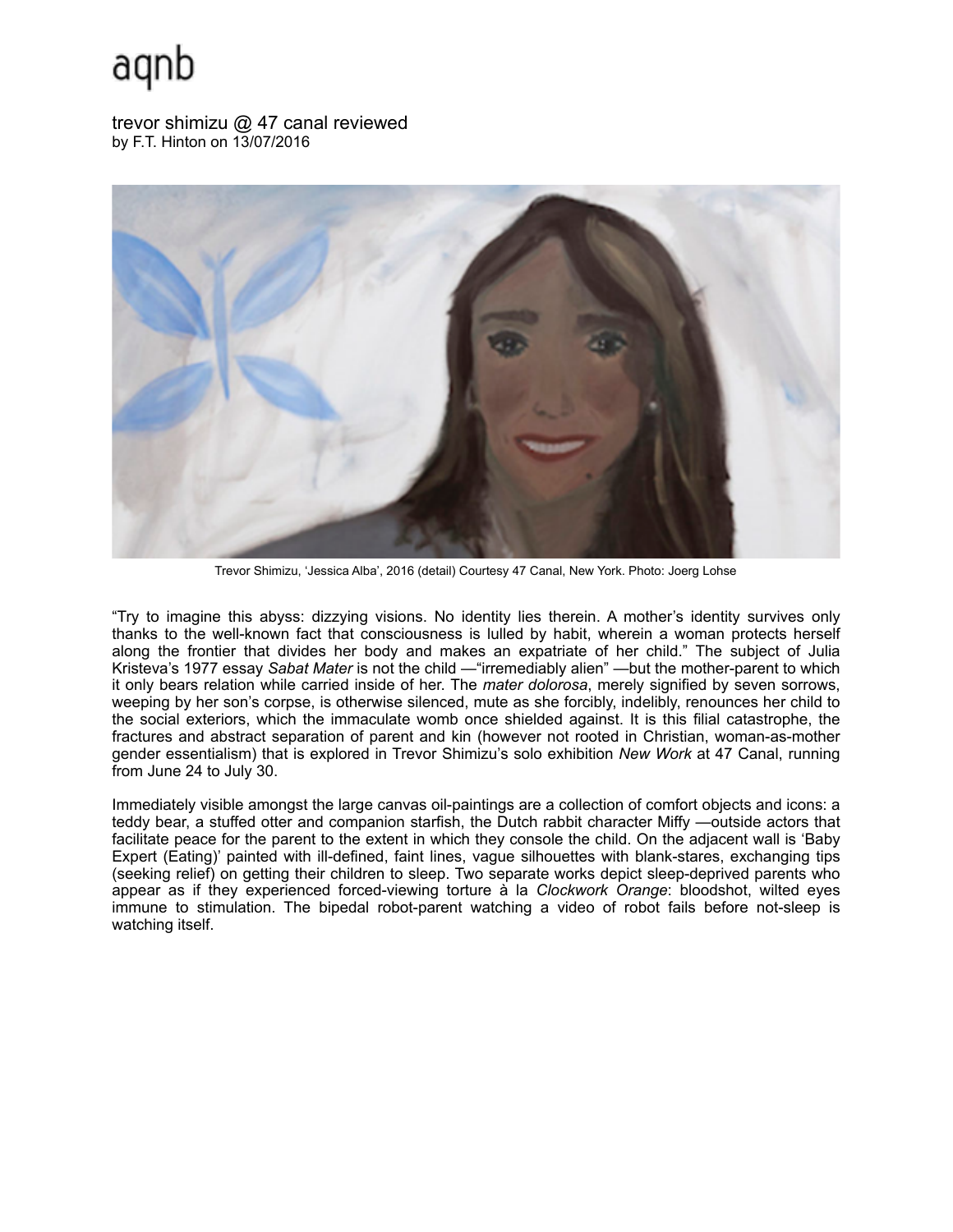aqnb

# trevor shimizu @ 47 canal reviewed

by F.T. Hinton on 13/07/2016

Trevor Shimizu, 'Jessica Alba', 2016 (detail) Courtesy 47 Canal, New York. Photo: Joerg Lohse

"Try to imagine this abyss: dizzying visions. No identity lies therein. A mother's identity survives only thanks to the well-known fact that consciousness is lulled by habit, wherein a woman protects herself along the frontier that divides her body and makes an expatriate of her child." The subject of Julia Kristeva's 1977 essay *Sabat Mater* is not the child —"irremediably alien" —but the mother-parent to which it only bears relation while carried inside of her. The *mater dolorosa*, merely signified by seven sorrows, weeping by her son's corpse, is otherwise silenced, mute as she forcibly, indelibly, renounces her child to the social exteriors, which the immaculate womb once shielded against. It is this filial catastrophe, the fractures and abstract separation of parent and kin (however not rooted in Christian, woman-as-mother gender essentialism) that is explored in Trevor Shimizu's solo exhibition *New Work* at 47 Canal, running from June 24 to July 30.

Immediately visible amongst the large canvas oil-paintings are a collection of comfort objects and icons: a teddy bear, a stuffed otter and companion starfish, the Dutch rabbit character Miffy —outside actors that facilitate peace for the parent to the extent in which they console the child. On the adjacent wall is 'Baby Expert (Eating)' painted with ill-defined, faint lines, vague silhouettes with blank-stares, exchanging tips (seeking relief) on getting their children to sleep. Two separate works depict sleep-deprived parents who appear as if they experienced forced-viewing torture à la *Clockwork Orange*: bloodshot, wilted eyes immune to stimulation. The bipedal robot-parent watching a video of robot fails before not-sleep is watching itself.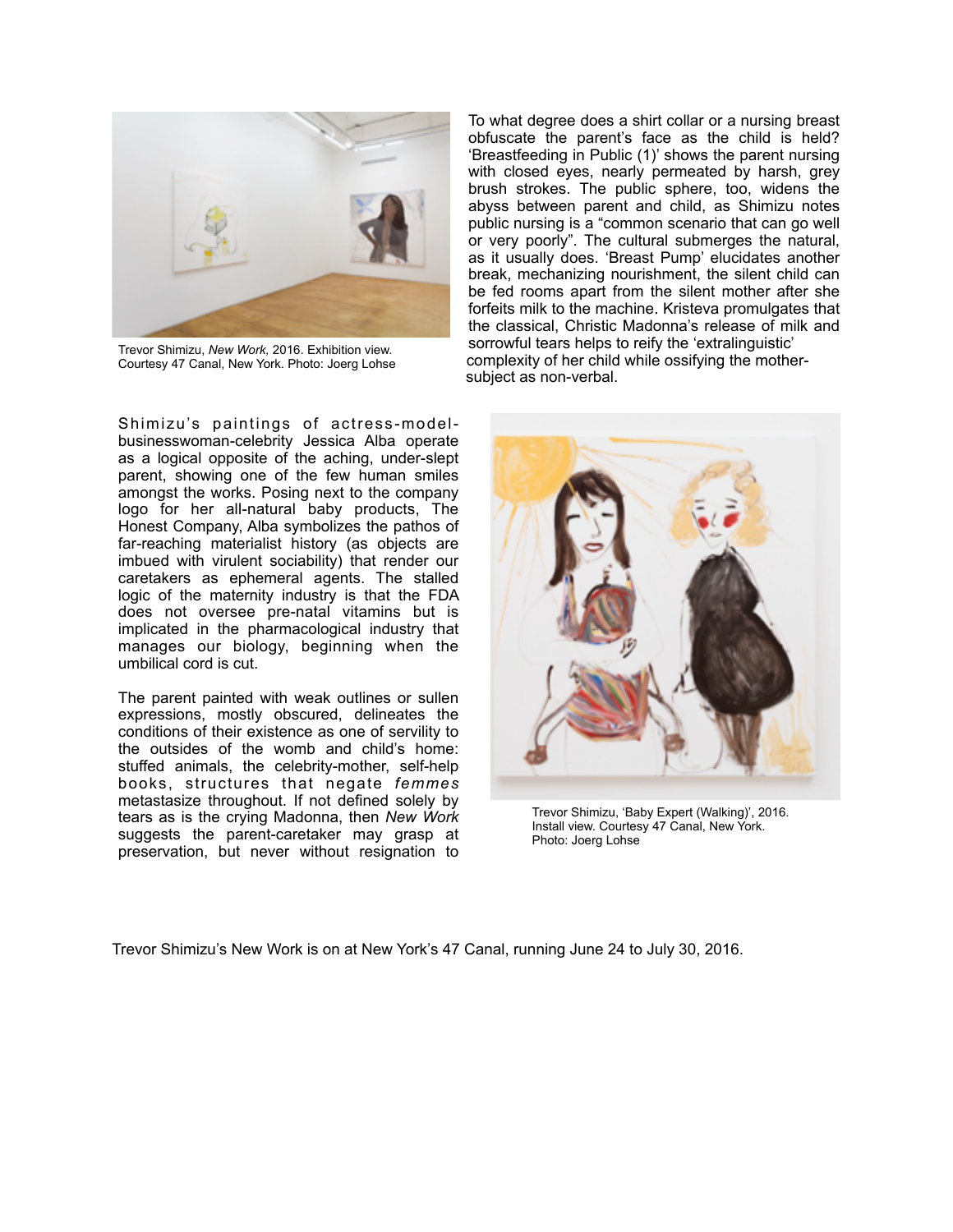Trevor Shimizu, *New Work*, 2016. Exhibition view. Courtesy 47 Canal, New York. Photo: Joerg Lohse

To what degree does a shirt collar or a nursing breast obfuscate the parent's face as the child is held? 'Breastfeeding in Public (1)' shows the parent nursing with closed eyes, nearly permeated by harsh, grey brush strokes. The public sphere, too, widens the abyss between parent and child, as Shimizu notes public nursing is a "common scenario that can go well or very poorly". The cultural submerges the natural, as it usually does. 'Breast Pump' elucidates another break, mechanizing nourishment, the silent child can be fed rooms apart from the silent mother after she forfeits milk to the machine. Kristeva promulgates that the classical, Christic Madonna's release of milk and sorrowful tears helps to reify the 'extralinguistic' complexity of her child while ossifying the mother-subject as non-verbal.

Shimizu's paintings of actress-model-businesswoman-celebrity Jessica Alba operate as a logical opposite of the aching, under-slept parent, showing one of the few human smiles amongst the works. Posing next to the company logo for her all-natural baby products, The Honest Company, Alba symbolizes the pathos of far-reaching materialist history (as objects are imbued with virulent sociability) that render our caretakers as ephemeral agents. The stalled logic of the maternity industry is that the FDA does not oversee pre-natal vitamins but is implicated in the pharmacological industry that manages our biology, beginning when the umbilical cord is cut.

The parent painted with weak outlines or sullen expressions, mostly obscured, delineates the conditions of their existence as one of servility to the outsides of the womb and child's home: stuffed animals, the celebrity-mother, self-help books, structures that negate *femmes* metastasize throughout. If not defined solely by tears as is the crying Madonna, then *New Work* suggests the parent-caretaker may grasp at preservation, but never without resignation to

Trevor Shimizu, 'Baby Expert (Walking)', 2016. Install view. Courtesy 47 Canal, New York. Photo: Joerg Lohse

Trevor Shimizu's New Work is on at New York's 47 Canal, running June 24 to July 30, 2016.